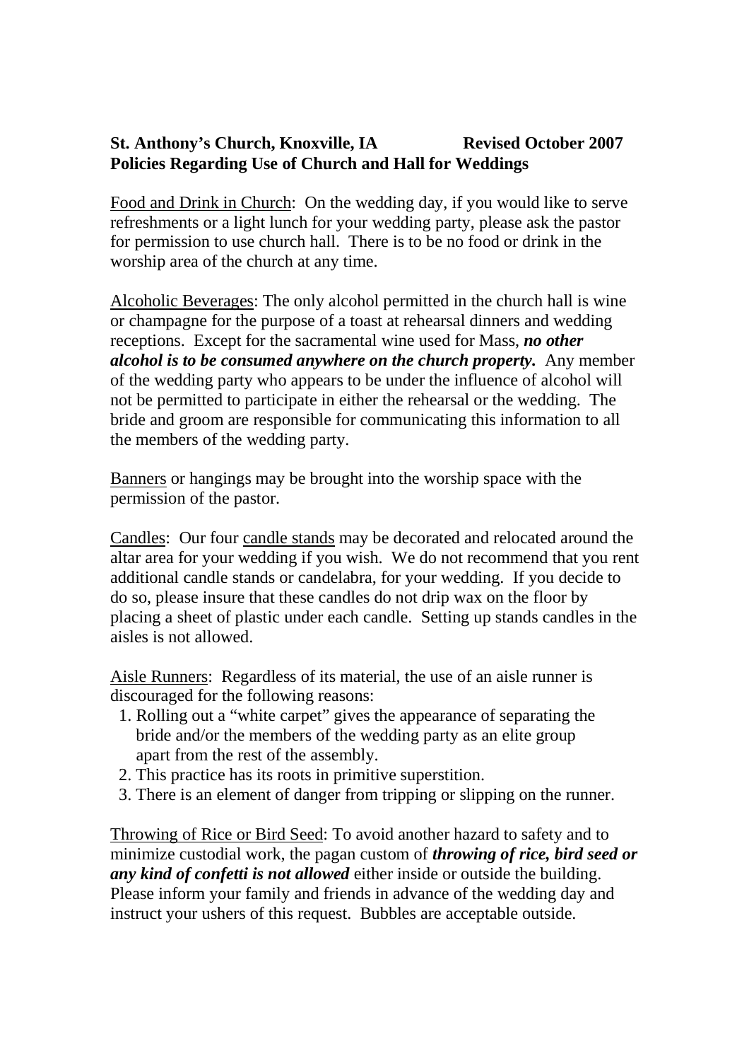**St. Anthony's Church, Knoxville, IA                Revised October 2007**
**Policies Regarding Use of Church and Hall for Weddings**

Food and Drink in Church: On the wedding day, if you would like to serve refreshments or a light lunch for your wedding party, please ask the pastor for permission to use church hall. There is to be no food or drink in the worship area of the church at any time.

Alcoholic Beverages: The only alcohol permitted in the church hall is wine or champagne for the purpose of a toast at rehearsal dinners and wedding receptions. Except for the sacramental wine used for Mass, ***no other alcohol is to be consumed anywhere on the church property.*** Any member of the wedding party who appears to be under the influence of alcohol will not be permitted to participate in either the rehearsal or the wedding. The bride and groom are responsible for communicating this information to all the members of the wedding party.

Banners or hangings may be brought into the worship space with the permission of the pastor.

Candles: Our four candle stands may be decorated and relocated around the altar area for your wedding if you wish. We do not recommend that you rent additional candle stands or candelabra, for your wedding. If you decide to do so, please insure that these candles do not drip wax on the floor by placing a sheet of plastic under each candle. Setting up stands candles in the aisles is not allowed.

Aisle Runners: Regardless of its material, the use of an aisle runner is discouraged for the following reasons:

1. Rolling out a "white carpet" gives the appearance of separating the bride and/or the members of the wedding party as an elite group apart from the rest of the assembly.
2. This practice has its roots in primitive superstition.
3. There is an element of danger from tripping or slipping on the runner.

Throwing of Rice or Bird Seed: To avoid another hazard to safety and to minimize custodial work, the pagan custom of ***throwing of rice, bird seed or any kind of confetti is not allowed*** either inside or outside the building. Please inform your family and friends in advance of the wedding day and instruct your ushers of this request. Bubbles are acceptable outside.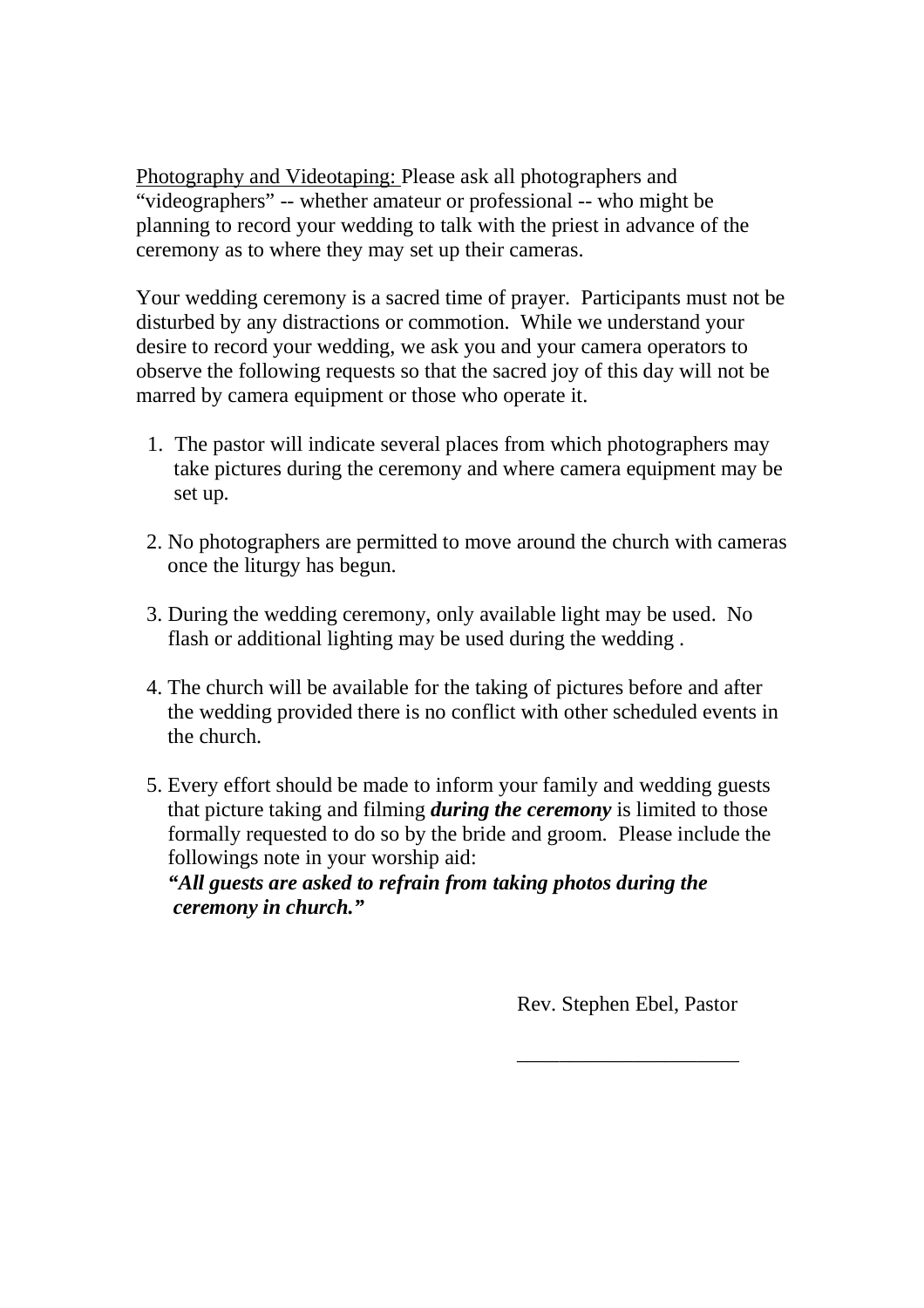Photography and Videotaping: Please ask all photographers and "videographers" -- whether amateur or professional -- who might be planning to record your wedding to talk with the priest in advance of the ceremony as to where they may set up their cameras.

Your wedding ceremony is a sacred time of prayer. Participants must not be disturbed by any distractions or commotion. While we understand your desire to record your wedding, we ask you and your camera operators to observe the following requests so that the sacred joy of this day will not be marred by camera equipment or those who operate it.

1. The pastor will indicate several places from which photographers may take pictures during the ceremony and where camera equipment may be set up.

2. No photographers are permitted to move around the church with cameras once the liturgy has begun.

3. During the wedding ceremony, only available light may be used. No flash or additional lighting may be used during the wedding .

4. The church will be available for the taking of pictures before and after the wedding provided there is no conflict with other scheduled events in the church.

5. Every effort should be made to inform your family and wedding guests that picture taking and filming ***during the ceremony*** is limited to those formally requested to do so by the bride and groom. Please include the followings note in your worship aid:
   ***"All guests are asked to refrain from taking photos during the ceremony in church."***

Rev. Stephen Ebel, Pastor

_____________________